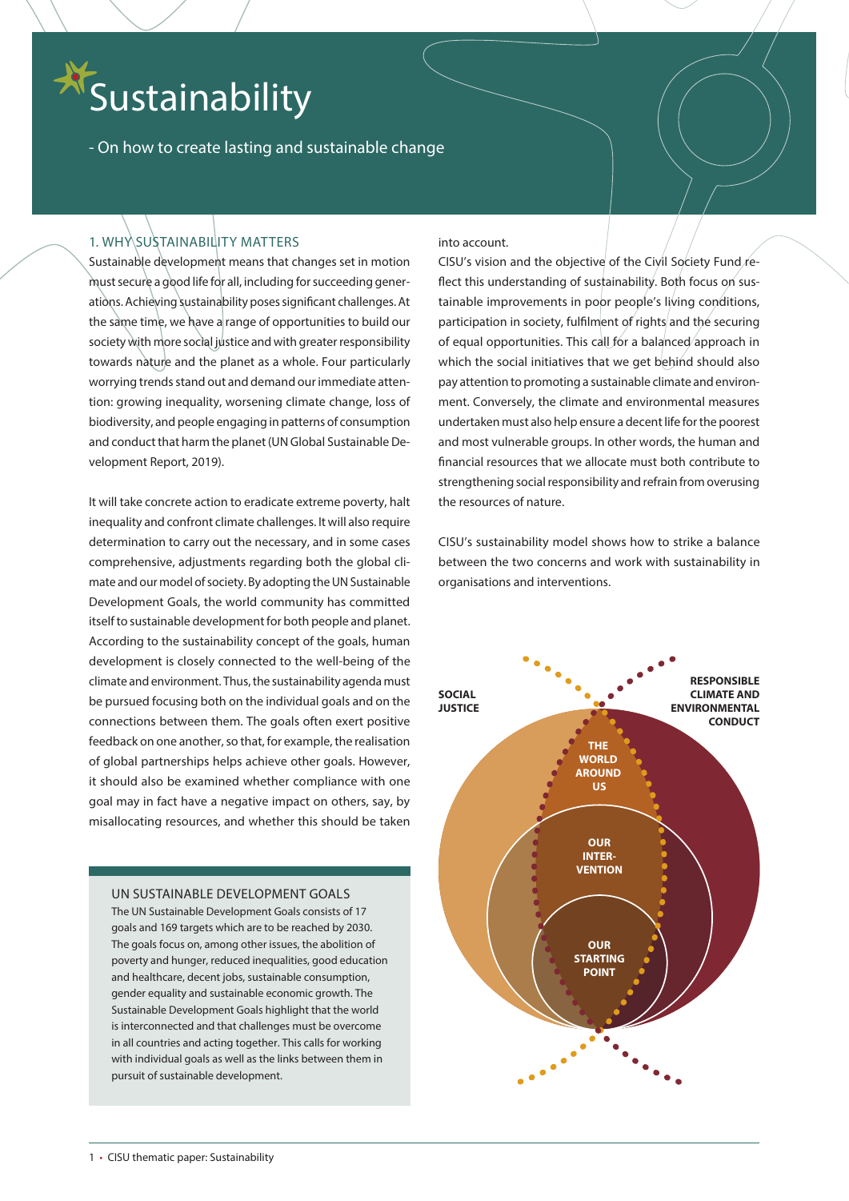# Sustainability

- On how to create lasting and sustainable change

## 1. WHY SUSTAINABILITY MATTERS

Sustainable development means that changes set in motion must secure a good life for all, including for succeeding generations. Achieving sustainability poses significant challenges. At the same time, we have a range of opportunities to build our society with more social justice and with greater responsibility towards nature and the planet as a whole. Four particularly worrying trends stand out and demand our immediate attention: growing inequality, worsening climate change, loss of biodiversity, and people engaging in patterns of consumption and conduct that harm the planet (UN Global Sustainable Development Report, 2019).

It will take concrete action to eradicate extreme poverty, halt inequality and confront climate challenges. It will also require determination to carry out the necessary, and in some cases comprehensive, adjustments regarding both the global climate and our model of society. By adopting the UN Sustainable Development Goals, the world community has committed itself to sustainable development for both people and planet. According to the sustainability concept of the goals, human development is closely connected to the well-being of the climate and environment. Thus, the sustainability agenda must be pursued focusing both on the individual goals and on the connections between them. The goals often exert positive feedback on one another, so that, for example, the realisation of global partnerships helps achieve other goals. However, it should also be examined whether compliance with one goal may in fact have a negative impact on others, say, by misallocating resources, and whether this should be taken into account.

CISU's vision and the objective of the Civil Society Fund reflect this understanding of sustainability. Both focus on sustainable improvements in poor people's living conditions, participation in society, fulfilment of rights and the securing of equal opportunities. This call for a balanced approach in which the social initiatives that we get behind should also pay attention to promoting a sustainable climate and environment. Conversely, the climate and environmental measures undertaken must also help ensure a decent life for the poorest and most vulnerable groups. In other words, the human and financial resources that we allocate must both contribute to strengthening social responsibility and refrain from overusing the resources of nature.

CISU's sustainability model shows how to strike a balance between the two concerns and work with sustainability in organisations and interventions.

### UN SUSTAINABLE DEVELOPMENT GOALS

The UN Sustainable Development Goals consists of 17 goals and 169 targets which are to be reached by 2030. The goals focus on, among other issues, the abolition of poverty and hunger, reduced inequalities, good education and healthcare, decent jobs, sustainable consumption, gender equality and sustainable economic growth. The Sustainable Development Goals highlight that the world is interconnected and that challenges must be overcome in all countries and acting together. This calls for working with individual goals as well as the links between them in pursuit of sustainable development.

SOCIAL JUSTICE

RESPONSIBLE CLIMATE AND ENVIRONMENTAL CONDUCT

THE WORLD AROUND US

OUR INTERVENTION

OUR STARTING POINT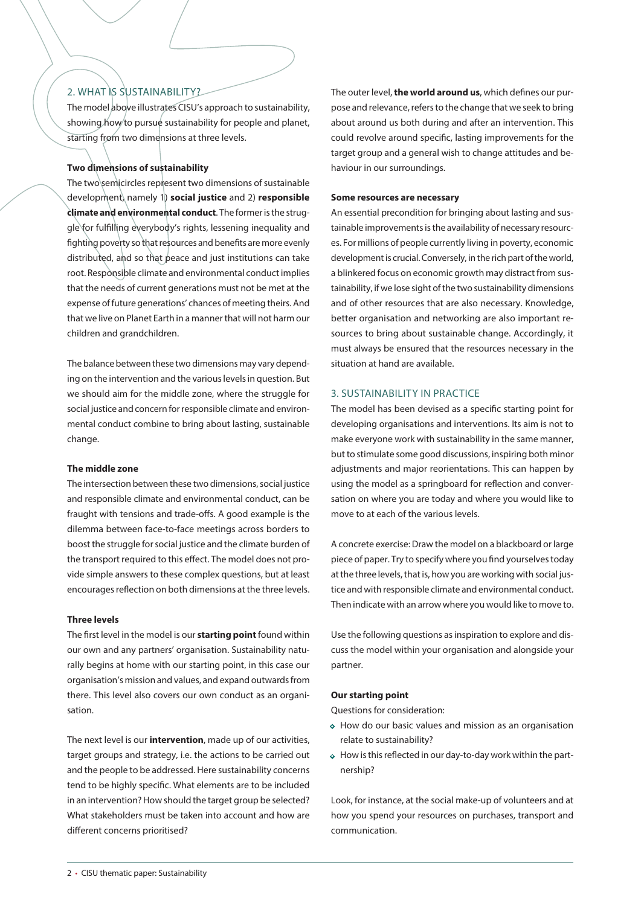## 2. WHAT IS SUSTAINABILITY?

The model above illustrates CISU's approach to sustainability, showing how to pursue sustainability for people and planet, starting from two dimensions at three levels.

### Two dimensions of sustainability

The two semicircles represent two dimensions of sustainable development, namely 1) **social justice** and 2) **responsible climate and environmental conduct**. The former is the struggle for fulfilling everybody's rights, lessening inequality and fighting poverty so that resources and benefits are more evenly distributed, and so that peace and just institutions can take root. Responsible climate and environmental conduct implies that the needs of current generations must not be met at the expense of future generations' chances of meeting theirs. And that we live on Planet Earth in a manner that will not harm our children and grandchildren.

The balance between these two dimensions may vary depending on the intervention and the various levels in question. But we should aim for the middle zone, where the struggle for social justice and concern for responsible climate and environmental conduct combine to bring about lasting, sustainable change.

### The middle zone

The intersection between these two dimensions, social justice and responsible climate and environmental conduct, can be fraught with tensions and trade-offs. A good example is the dilemma between face-to-face meetings across borders to boost the struggle for social justice and the climate burden of the transport required to this effect. The model does not provide simple answers to these complex questions, but at least encourages reflection on both dimensions at the three levels.

### Three levels

The first level in the model is our **starting point** found within our own and any partners' organisation. Sustainability naturally begins at home with our starting point, in this case our organisation's mission and values, and expand outwards from there. This level also covers our own conduct as an organisation.

The next level is our **intervention**, made up of our activities, target groups and strategy, i.e. the actions to be carried out and the people to be addressed. Here sustainability concerns tend to be highly specific. What elements are to be included in an intervention? How should the target group be selected? What stakeholders must be taken into account and how are different concerns prioritised?

The outer level, **the world around us**, which defines our purpose and relevance, refers to the change that we seek to bring about around us both during and after an intervention. This could revolve around specific, lasting improvements for the target group and a general wish to change attitudes and behaviour in our surroundings.

### Some resources are necessary

An essential precondition for bringing about lasting and sustainable improvements is the availability of necessary resources. For millions of people currently living in poverty, economic development is crucial. Conversely, in the rich part of the world, a blinkered focus on economic growth may distract from sustainability, if we lose sight of the two sustainability dimensions and of other resources that are also necessary. Knowledge, better organisation and networking are also important resources to bring about sustainable change. Accordingly, it must always be ensured that the resources necessary in the situation at hand are available.

## 3. SUSTAINABILITY IN PRACTICE

The model has been devised as a specific starting point for developing organisations and interventions. Its aim is not to make everyone work with sustainability in the same manner, but to stimulate some good discussions, inspiring both minor adjustments and major reorientations. This can happen by using the model as a springboard for reflection and conversation on where you are today and where you would like to move to at each of the various levels.

A concrete exercise: Draw the model on a blackboard or large piece of paper. Try to specify where you find yourselves today at the three levels, that is, how you are working with social justice and with responsible climate and environmental conduct. Then indicate with an arrow where you would like to move to.

Use the following questions as inspiration to explore and discuss the model within your organisation and alongside your partner.

### Our starting point

Questions for consideration:

- How do our basic values and mission as an organisation relate to sustainability?
- How is this reflected in our day-to-day work within the partnership?

Look, for instance, at the social make-up of volunteers and at how you spend your resources on purchases, transport and communication.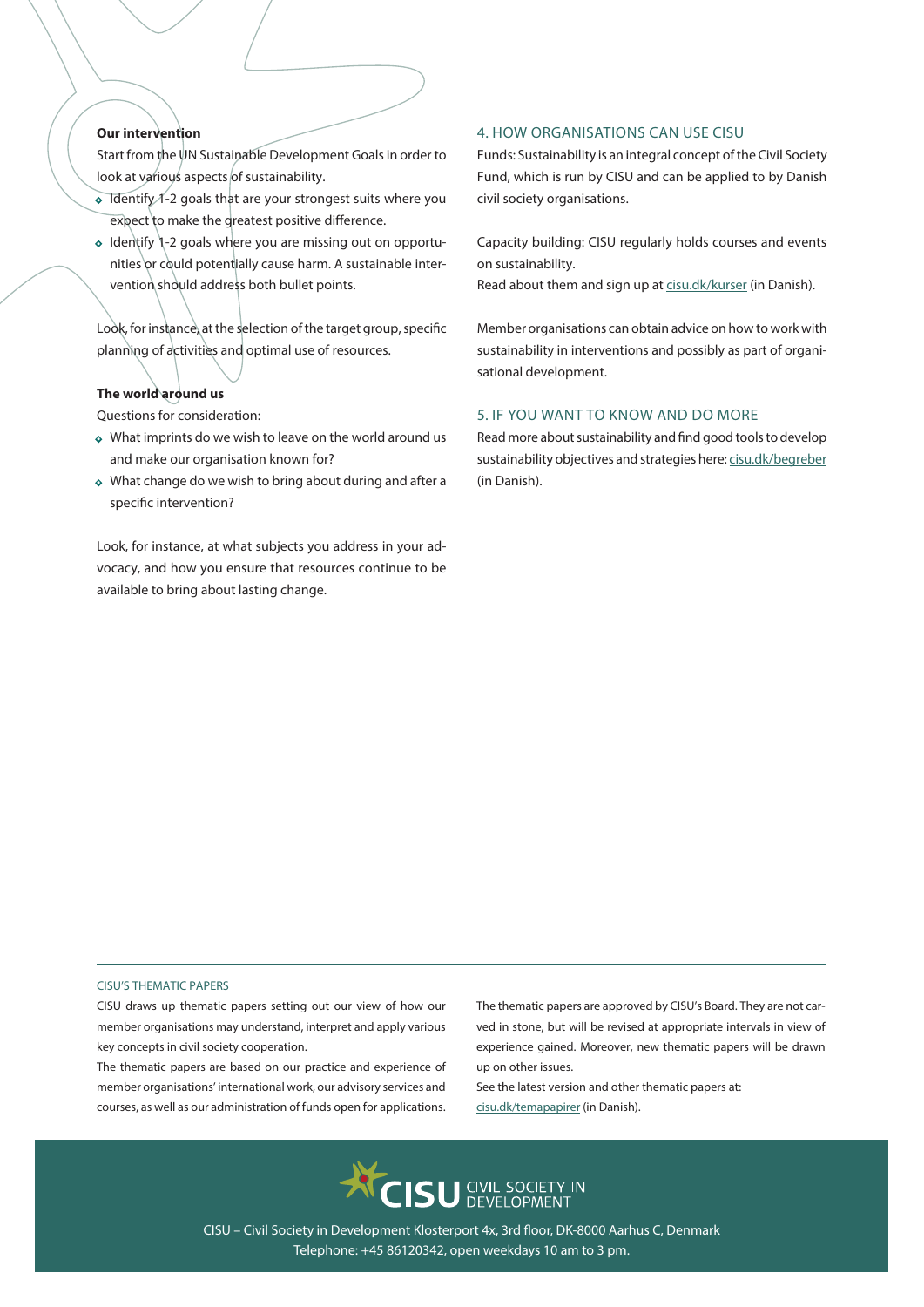**Our intervention**

Start from the UN Sustainable Development Goals in order to look at various aspects of sustainability.

- Identify 1-2 goals that are your strongest suits where you expect to make the greatest positive difference.
- Identify 1-2 goals where you are missing out on opportunities or could potentially cause harm. A sustainable intervention should address both bullet points.

Look, for instance, at the selection of the target group, specific planning of activities and optimal use of resources.

**The world around us**

Questions for consideration:

- What imprints do we wish to leave on the world around us and make our organisation known for?
- What change do we wish to bring about during and after a specific intervention?

Look, for instance, at what subjects you address in your advocacy, and how you ensure that resources continue to be available to bring about lasting change.

## 4. HOW ORGANISATIONS CAN USE CISU

Funds: Sustainability is an integral concept of the Civil Society Fund, which is run by CISU and can be applied to by Danish civil society organisations.

Capacity building: CISU regularly holds courses and events on sustainability.
Read about them and sign up at cisu.dk/kurser (in Danish).

Member organisations can obtain advice on how to work with sustainability in interventions and possibly as part of organisational development.

## 5. IF YOU WANT TO KNOW AND DO MORE

Read more about sustainability and find good tools to develop sustainability objectives and strategies here: cisu.dk/begreber (in Danish).

CISU'S THEMATIC PAPERS

CISU draws up thematic papers setting out our view of how our member organisations may understand, interpret and apply various key concepts in civil society cooperation.
The thematic papers are based on our practice and experience of member organisations' international work, our advisory services and courses, as well as our administration of funds open for applications.

The thematic papers are approved by CISU's Board. They are not carved in stone, but will be revised at appropriate intervals in view of experience gained. Moreover, new thematic papers will be drawn up on other issues.
See the latest version and other thematic papers at:
cisu.dk/temapapirer (in Danish).

CISU CIVIL SOCIETY IN DEVELOPMENT

CISU – Civil Society in Development Klosterport 4x, 3rd floor, DK-8000 Aarhus C, Denmark
Telephone: +45 86120342, open weekdays 10 am to 3 pm.